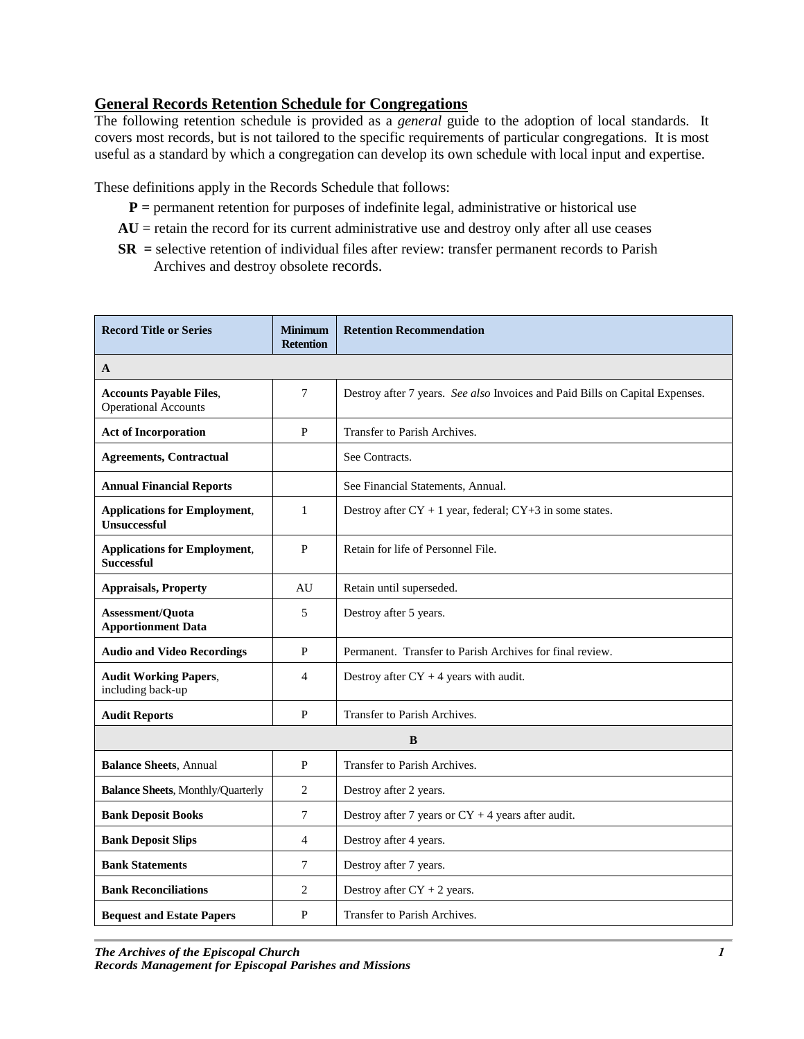## General Records Retention Schedule for Congregations

The following retention schedule is provided as a *general* guide to the adoption of local standards. It covers most records, but is not tailored to the specific requirements of particular congregations. It is most useful as a standard by which a congregation can develop its own schedule with local input and expertise.

These definitions apply in the Records Schedule that follows:

- **P =** permanent retention for purposes of indefinite legal, administrative or historical use
- **AU** = retain the record for its current administrative use and destroy only after all use ceases
- **SR =** selective retention of individual files after review: transfer permanent records to Parish Archives and destroy obsolete records.

| Record Title or Series | Minimum Retention | Retention Recommendation |
|---|---|---|
| **A** | | |
| **Accounts Payable Files**, Operational Accounts | 7 | Destroy after 7 years. *See also* Invoices and Paid Bills on Capital Expenses. |
| **Act of Incorporation** | P | Transfer to Parish Archives. |
| **Agreements, Contractual** | | See Contracts. |
| **Annual Financial Reports** | | See Financial Statements, Annual. |
| **Applications for Employment**, **Unsuccessful** | 1 | Destroy after CY + 1 year, federal; CY+3 in some states. |
| **Applications for Employment**, **Successful** | P | Retain for life of Personnel File. |
| **Appraisals, Property** | AU | Retain until superseded. |
| **Assessment/Quota Apportionment Data** | 5 | Destroy after 5 years. |
| **Audio and Video Recordings** | P | Permanent. Transfer to Parish Archives for final review. |
| **Audit Working Papers**, including back-up | 4 | Destroy after CY + 4 years with audit. |
| **Audit Reports** | P | Transfer to Parish Archives. |
| **B** | | |
| **Balance Sheets**, Annual | P | Transfer to Parish Archives. |
| **Balance Sheets**, Monthly/Quarterly | 2 | Destroy after 2 years. |
| **Bank Deposit Books** | 7 | Destroy after 7 years or CY + 4 years after audit. |
| **Bank Deposit Slips** | 4 | Destroy after 4 years. |
| **Bank Statements** | 7 | Destroy after 7 years. |
| **Bank Reconciliations** | 2 | Destroy after CY + 2 years. |
| **Bequest and Estate Papers** | P | Transfer to Parish Archives. |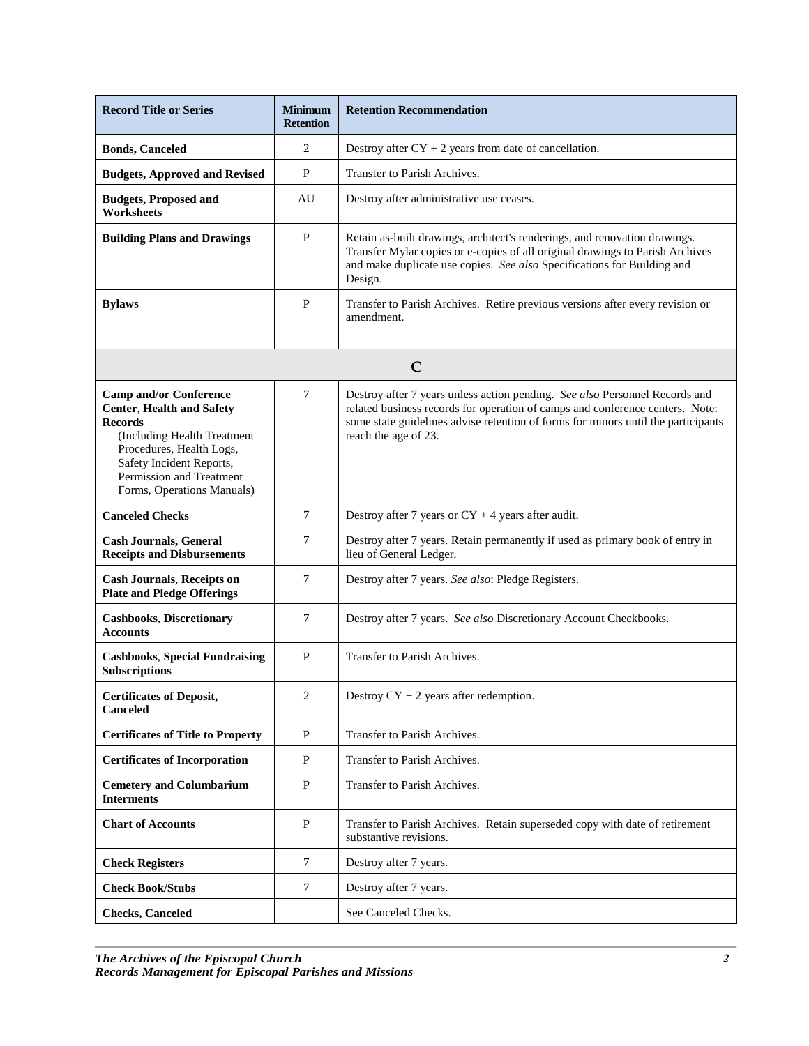| Record Title or Series | Minimum Retention | Retention Recommendation |
|---|---|---|
| **Bonds, Canceled** | 2 | Destroy after CY + 2 years from date of cancellation. |
| **Budgets, Approved and Revised** | P | Transfer to Parish Archives. |
| **Budgets, Proposed and Worksheets** | AU | Destroy after administrative use ceases. |
| **Building Plans and Drawings** | P | Retain as-built drawings, architect's renderings, and renovation drawings. Transfer Mylar copies or e-copies of all original drawings to Parish Archives and make duplicate use copies. *See also* Specifications for Building and Design. |
| **Bylaws** | P | Transfer to Parish Archives. Retire previous versions after every revision or amendment. |
| **C** | | |
| **Camp and/or Conference Center, Health and Safety Records** (Including Health Treatment Procedures, Health Logs, Safety Incident Reports, Permission and Treatment Forms, Operations Manuals) | 7 | Destroy after 7 years unless action pending. *See also* Personnel Records and related business records for operation of camps and conference centers. Note: some state guidelines advise retention of forms for minors until the participants reach the age of 23. |
| **Canceled Checks** | 7 | Destroy after 7 years or CY + 4 years after audit. |
| **Cash Journals, General Receipts and Disbursements** | 7 | Destroy after 7 years. Retain permanently if used as primary book of entry in lieu of General Ledger. |
| **Cash Journals, Receipts on Plate and Pledge Offerings** | 7 | Destroy after 7 years. *See also*: Pledge Registers. |
| **Cashbooks, Discretionary Accounts** | 7 | Destroy after 7 years. *See also* Discretionary Account Checkbooks. |
| **Cashbooks, Special Fundraising Subscriptions** | P | Transfer to Parish Archives. |
| **Certificates of Deposit, Canceled** | 2 | Destroy CY + 2 years after redemption. |
| **Certificates of Title to Property** | P | Transfer to Parish Archives. |
| **Certificates of Incorporation** | P | Transfer to Parish Archives. |
| **Cemetery and Columbarium Interments** | P | Transfer to Parish Archives. |
| **Chart of Accounts** | P | Transfer to Parish Archives. Retain superseded copy with date of retirement substantive revisions. |
| **Check Registers** | 7 | Destroy after 7 years. |
| **Check Book/Stubs** | 7 | Destroy after 7 years. |
| **Checks, Canceled** | | See Canceled Checks. |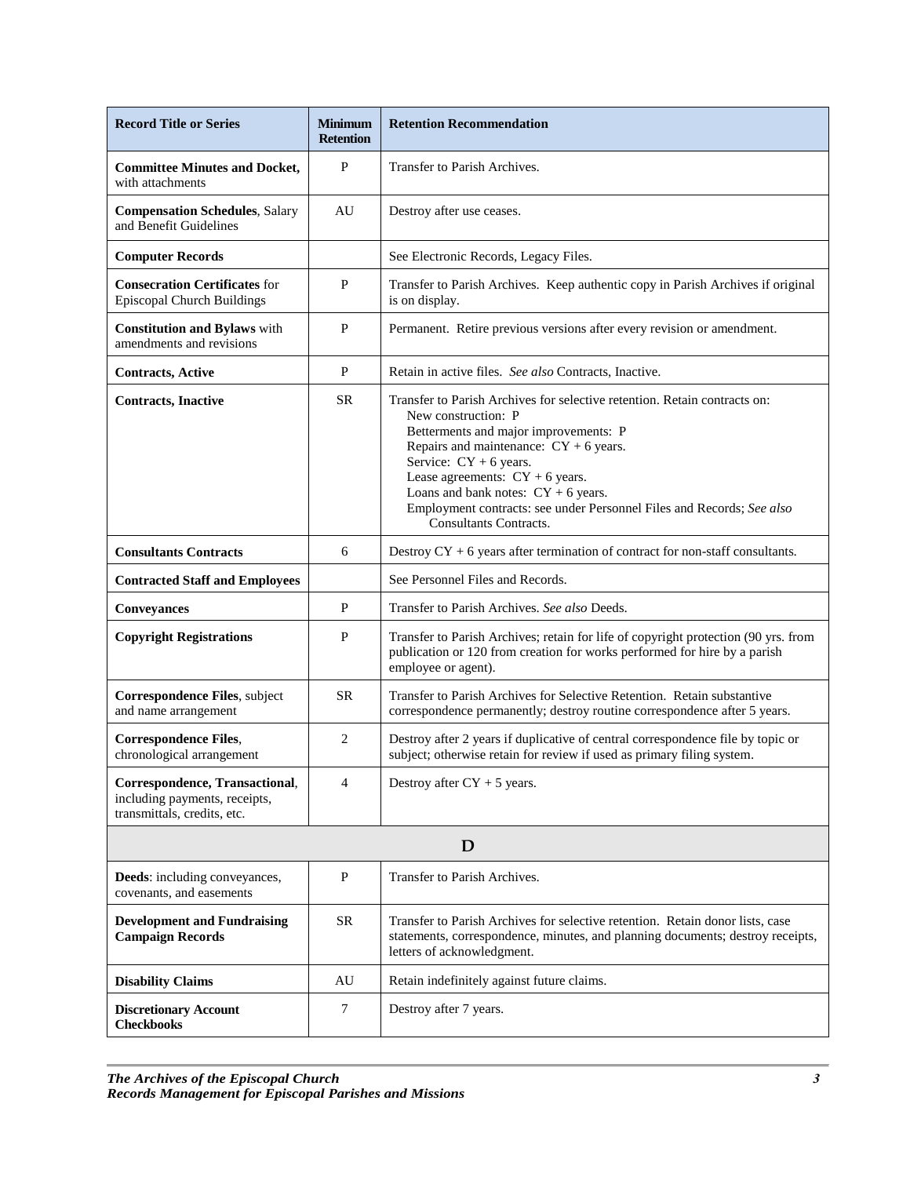| Record Title or Series | Minimum Retention | Retention Recommendation |
|---|---|---|
| **Committee Minutes and Docket,** with attachments | P | Transfer to Parish Archives. |
| **Compensation Schedules**, Salary and Benefit Guidelines | AU | Destroy after use ceases. |
| **Computer Records** | | See Electronic Records, Legacy Files. |
| **Consecration Certificates** for Episcopal Church Buildings | P | Transfer to Parish Archives. Keep authentic copy in Parish Archives if original is on display. |
| **Constitution and Bylaws** with amendments and revisions | P | Permanent. Retire previous versions after every revision or amendment. |
| **Contracts, Active** | P | Retain in active files. *See also* Contracts, Inactive. |
| **Contracts, Inactive** | SR | Transfer to Parish Archives for selective retention. Retain contracts on:<br>New construction: P<br>Betterments and major improvements: P<br>Repairs and maintenance: CY + 6 years.<br>Service: CY + 6 years.<br>Lease agreements: CY + 6 years.<br>Loans and bank notes: CY + 6 years.<br>Employment contracts: see under Personnel Files and Records; *See also* Consultants Contracts. |
| **Consultants Contracts** | 6 | Destroy CY + 6 years after termination of contract for non-staff consultants. |
| **Contracted Staff and Employees** | | See Personnel Files and Records. |
| **Conveyances** | P | Transfer to Parish Archives. *See also* Deeds. |
| **Copyright Registrations** | P | Transfer to Parish Archives; retain for life of copyright protection (90 yrs. from publication or 120 from creation for works performed for hire by a parish employee or agent). |
| **Correspondence Files**, subject and name arrangement | SR | Transfer to Parish Archives for Selective Retention. Retain substantive correspondence permanently; destroy routine correspondence after 5 years. |
| **Correspondence Files**, chronological arrangement | 2 | Destroy after 2 years if duplicative of central correspondence file by topic or subject; otherwise retain for review if used as primary filing system. |
| **Correspondence, Transactional**, including payments, receipts, transmittals, credits, etc. | 4 | Destroy after CY + 5 years. |
| **D** | | |
| **Deeds**: including conveyances, covenants, and easements | P | Transfer to Parish Archives. |
| **Development and Fundraising Campaign Records** | SR | Transfer to Parish Archives for selective retention. Retain donor lists, case statements, correspondence, minutes, and planning documents; destroy receipts, letters of acknowledgment. |
| **Disability Claims** | AU | Retain indefinitely against future claims. |
| **Discretionary Account Checkbooks** | 7 | Destroy after 7 years. |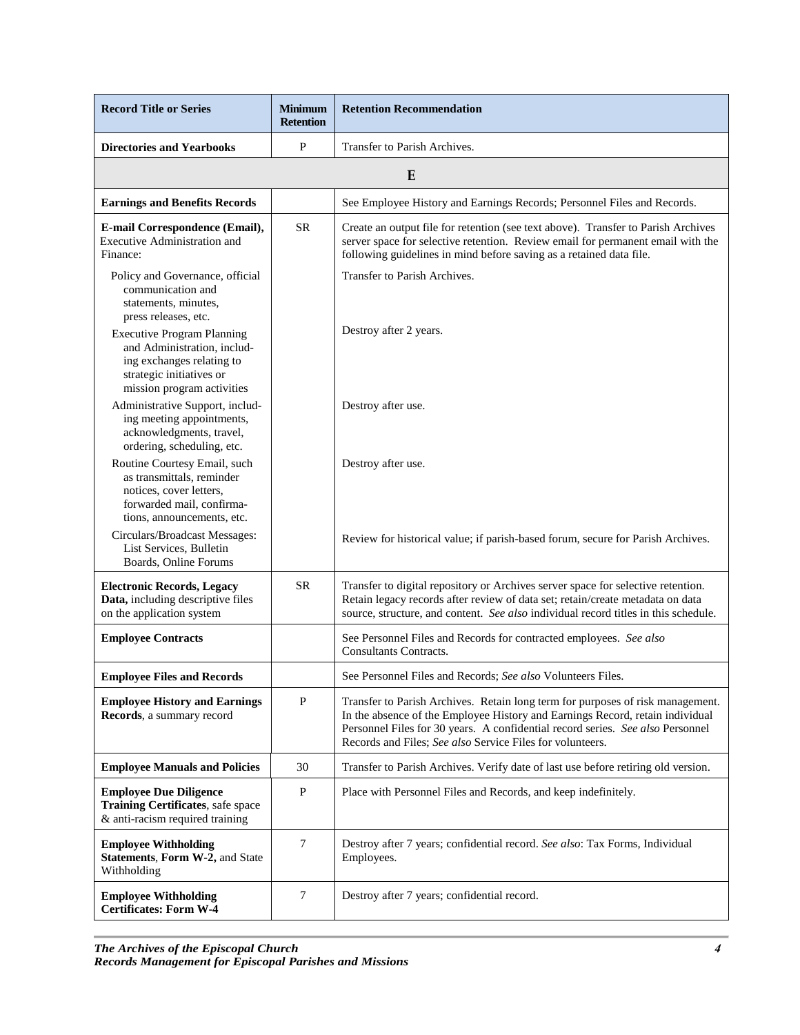| Record Title or Series | Minimum Retention | Retention Recommendation |
|---|---|---|
| **Directories and Yearbooks** | P | Transfer to Parish Archives. |
| **E** | | |
| **Earnings and Benefits Records** | | See Employee History and Earnings Records; Personnel Files and Records. |
| **E-mail Correspondence (Email),** Executive Administration and Finance: | SR | Create an output file for retention (see text above). Transfer to Parish Archives server space for selective retention. Review email for permanent email with the following guidelines in mind before saving as a retained data file. |
| Policy and Governance, official communication and statements, minutes, press releases, etc. | | Transfer to Parish Archives. |
| Executive Program Planning and Administration, including exchanges relating to strategic initiatives or mission program activities | | Destroy after 2 years. |
| Administrative Support, including meeting appointments, acknowledgments, travel, ordering, scheduling, etc. | | Destroy after use. |
| Routine Courtesy Email, such as transmittals, reminder notices, cover letters, forwarded mail, confirmations, announcements, etc. | | Destroy after use. |
| Circulars/Broadcast Messages: List Services, Bulletin Boards, Online Forums | | Review for historical value; if parish-based forum, secure for Parish Archives. |
| **Electronic Records, Legacy Data,** including descriptive files on the application system | SR | Transfer to digital repository or Archives server space for selective retention. Retain legacy records after review of data set; retain/create metadata on data source, structure, and content. *See also* individual record titles in this schedule. |
| **Employee Contracts** | | See Personnel Files and Records for contracted employees. *See also* Consultants Contracts. |
| **Employee Files and Records** | | See Personnel Files and Records; *See also* Volunteers Files. |
| **Employee History and Earnings Records**, a summary record | P | Transfer to Parish Archives. Retain long term for purposes of risk management. In the absence of the Employee History and Earnings Record, retain individual Personnel Files for 30 years. A confidential record series. *See also* Personnel Records and Files; *See also* Service Files for volunteers. |
| **Employee Manuals and Policies** | 30 | Transfer to Parish Archives. Verify date of last use before retiring old version. |
| **Employee Due Diligence Training Certificates**, safe space & anti-racism required training | P | Place with Personnel Files and Records, and keep indefinitely. |
| **Employee Withholding Statements**, **Form W-2,** and State Withholding | 7 | Destroy after 7 years; confidential record. *See also*: Tax Forms, Individual Employees. |
| **Employee Withholding Certificates: Form W-4** | 7 | Destroy after 7 years; confidential record. |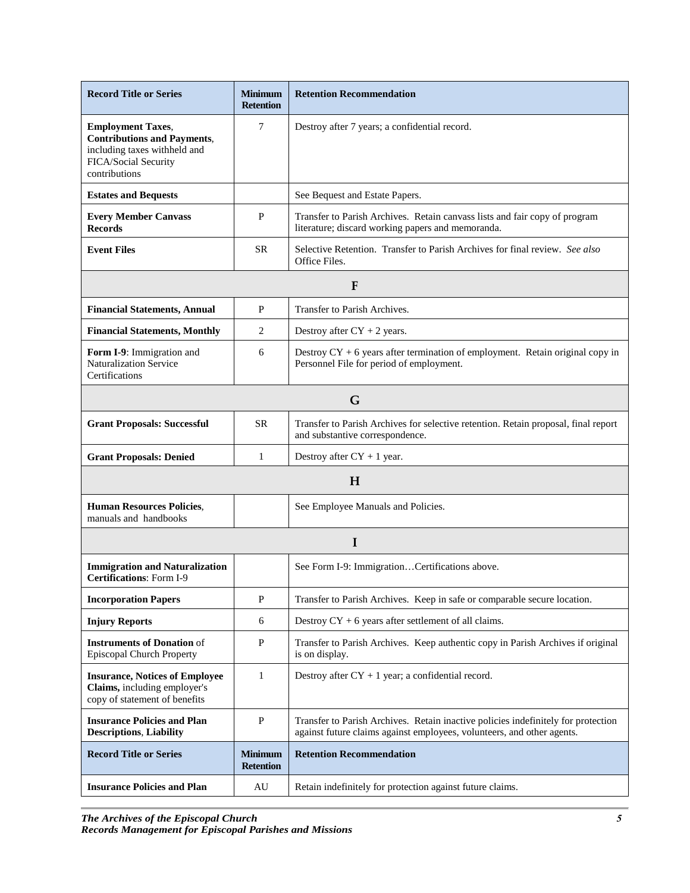| Record Title or Series | Minimum Retention | Retention Recommendation |
|---|---|---|
| **Employment Taxes**, **Contributions and Payments**, including taxes withheld and FICA/Social Security contributions | 7 | Destroy after 7 years; a confidential record. |
| **Estates and Bequests** | | See Bequest and Estate Papers. |
| **Every Member Canvass Records** | P | Transfer to Parish Archives. Retain canvass lists and fair copy of program literature; discard working papers and memoranda. |
| **Event Files** | SR | Selective Retention. Transfer to Parish Archives for final review. *See also* Office Files. |
| **F** | | |
| **Financial Statements, Annual** | P | Transfer to Parish Archives. |
| **Financial Statements, Monthly** | 2 | Destroy after CY + 2 years. |
| **Form I-9**: Immigration and Naturalization Service Certifications | 6 | Destroy CY + 6 years after termination of employment. Retain original copy in Personnel File for period of employment. |
| **G** | | |
| **Grant Proposals: Successful** | SR | Transfer to Parish Archives for selective retention. Retain proposal, final report and substantive correspondence. |
| **Grant Proposals: Denied** | 1 | Destroy after CY + 1 year. |
| **H** | | |
| **Human Resources Policies**, manuals and handbooks | | See Employee Manuals and Policies. |
| **I** | | |
| **Immigration and Naturalization Certifications**: Form I-9 | | See Form I-9: Immigration…Certifications above. |
| **Incorporation Papers** | P | Transfer to Parish Archives. Keep in safe or comparable secure location. |
| **Injury Reports** | 6 | Destroy CY + 6 years after settlement of all claims. |
| **Instruments of Donation** of Episcopal Church Property | P | Transfer to Parish Archives. Keep authentic copy in Parish Archives if original is on display. |
| **Insurance, Notices of Employee Claims,** including employer's copy of statement of benefits | 1 | Destroy after CY + 1 year; a confidential record. |
| **Insurance Policies and Plan Descriptions**, **Liability** | P | Transfer to Parish Archives. Retain inactive policies indefinitely for protection against future claims against employees, volunteers, and other agents. |
| **Record Title or Series** | **Minimum Retention** | **Retention Recommendation** |
| **Insurance Policies and Plan** | AU | Retain indefinitely for protection against future claims. |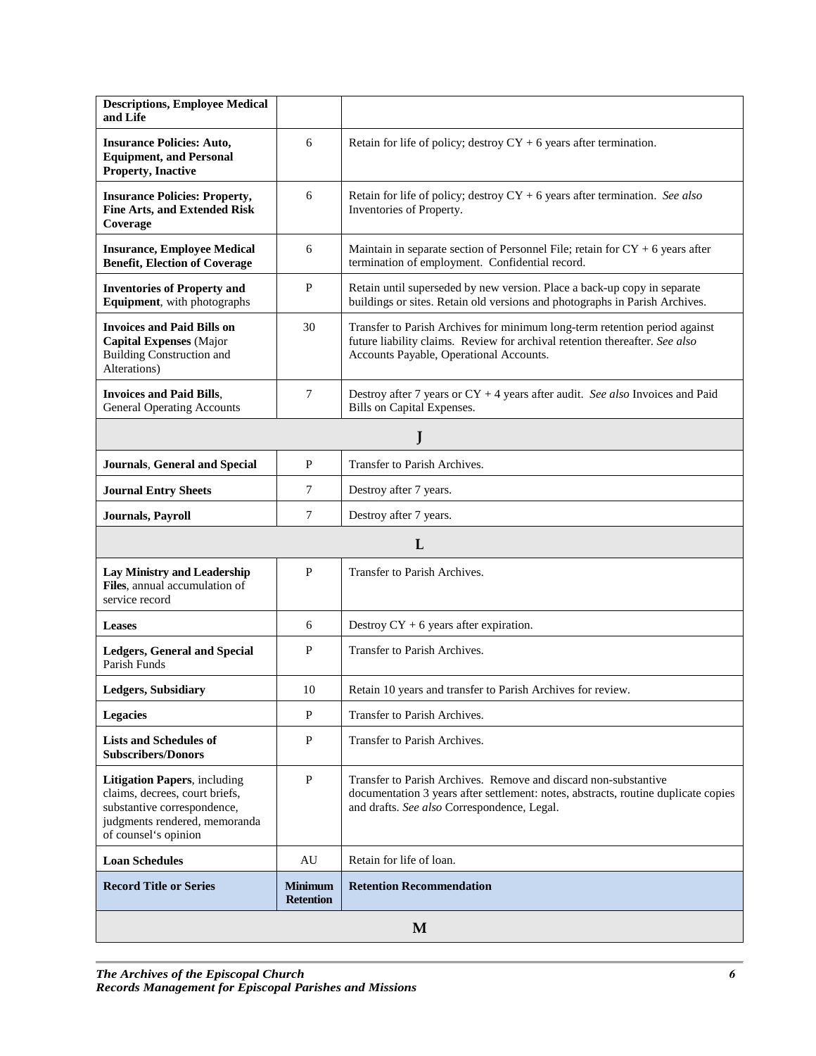| Record Title or Series | Minimum Retention | Retention Recommendation |
|---|---|---|
| **Descriptions, Employee Medical and Life** | | |
| **Insurance Policies: Auto, Equipment, and Personal Property, Inactive** | 6 | Retain for life of policy; destroy CY + 6 years after termination. |
| **Insurance Policies: Property, Fine Arts, and Extended Risk Coverage** | 6 | Retain for life of policy; destroy CY + 6 years after termination. *See also* Inventories of Property. |
| **Insurance, Employee Medical Benefit, Election of Coverage** | 6 | Maintain in separate section of Personnel File; retain for CY + 6 years after termination of employment. Confidential record. |
| **Inventories of Property and Equipment**, with photographs | P | Retain until superseded by new version. Place a back-up copy in separate buildings or sites. Retain old versions and photographs in Parish Archives. |
| **Invoices and Paid Bills on Capital Expenses** (Major Building Construction and Alterations) | 30 | Transfer to Parish Archives for minimum long-term retention period against future liability claims. Review for archival retention thereafter. *See also* Accounts Payable, Operational Accounts. |
| **Invoices and Paid Bills**, General Operating Accounts | 7 | Destroy after 7 years or CY + 4 years after audit. *See also* Invoices and Paid Bills on Capital Expenses. |
| **J** | | |
| **Journals**, **General and Special** | P | Transfer to Parish Archives. |
| **Journal Entry Sheets** | 7 | Destroy after 7 years. |
| **Journals, Payroll** | 7 | Destroy after 7 years. |
| **L** | | |
| **Lay Ministry and Leadership Files**, annual accumulation of service record | P | Transfer to Parish Archives. |
| **Leases** | 6 | Destroy CY + 6 years after expiration. |
| **Ledgers, General and Special** Parish Funds | P | Transfer to Parish Archives. |
| **Ledgers, Subsidiary** | 10 | Retain 10 years and transfer to Parish Archives for review. |
| **Legacies** | P | Transfer to Parish Archives. |
| **Lists and Schedules of Subscribers/Donors** | P | Transfer to Parish Archives. |
| **Litigation Papers**, including claims, decrees, court briefs, substantive correspondence, judgments rendered, memoranda of counsel's opinion | P | Transfer to Parish Archives. Remove and discard non-substantive documentation 3 years after settlement: notes, abstracts, routine duplicate copies and drafts. *See also* Correspondence, Legal. |
| **Loan Schedules** | AU | Retain for life of loan. |
| **Record Title or Series** | **Minimum Retention** | **Retention Recommendation** |
| **M** | | |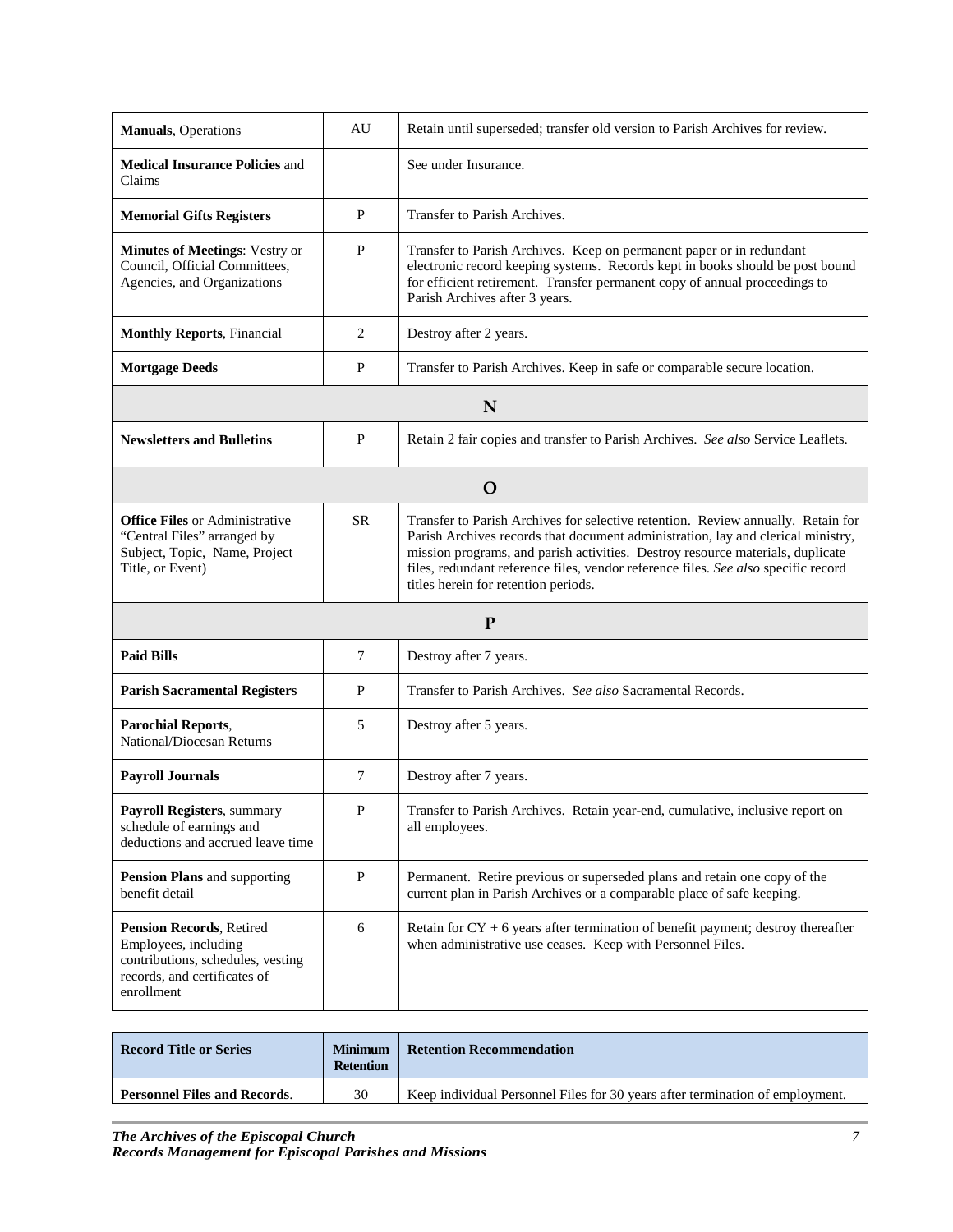| Record Title or Series | Minimum Retention | Retention Recommendation |
|---|---|---|
| **Manuals**, Operations | AU | Retain until superseded; transfer old version to Parish Archives for review. |
| **Medical Insurance Policies** and Claims | | See under Insurance. |
| **Memorial Gifts Registers** | P | Transfer to Parish Archives. |
| **Minutes of Meetings**: Vestry or Council, Official Committees, Agencies, and Organizations | P | Transfer to Parish Archives. Keep on permanent paper or in redundant electronic record keeping systems. Records kept in books should be post bound for efficient retirement. Transfer permanent copy of annual proceedings to Parish Archives after 3 years. |
| **Monthly Reports**, Financial | 2 | Destroy after 2 years. |
| **Mortgage Deeds** | P | Transfer to Parish Archives. Keep in safe or comparable secure location. |
| **N** | | |
| **Newsletters and Bulletins** | P | Retain 2 fair copies and transfer to Parish Archives. *See also* Service Leaflets. |
| **O** | | |
| **Office Files** or Administrative "Central Files" arranged by Subject, Topic, Name, Project Title, or Event) | SR | Transfer to Parish Archives for selective retention. Review annually. Retain for Parish Archives records that document administration, lay and clerical ministry, mission programs, and parish activities. Destroy resource materials, duplicate files, redundant reference files, vendor reference files. *See also* specific record titles herein for retention periods. |
| **P** | | |
| **Paid Bills** | 7 | Destroy after 7 years. |
| **Parish Sacramental Registers** | P | Transfer to Parish Archives. *See also* Sacramental Records. |
| **Parochial Reports**, National/Diocesan Returns | 5 | Destroy after 5 years. |
| **Payroll Journals** | 7 | Destroy after 7 years. |
| **Payroll Registers**, summary schedule of earnings and deductions and accrued leave time | P | Transfer to Parish Archives. Retain year-end, cumulative, inclusive report on all employees. |
| **Pension Plans** and supporting benefit detail | P | Permanent. Retire previous or superseded plans and retain one copy of the current plan in Parish Archives or a comparable place of safe keeping. |
| **Pension Records**, Retired Employees, including contributions, schedules, vesting records, and certificates of enrollment | 6 | Retain for CY + 6 years after termination of benefit payment; destroy thereafter when administrative use ceases. Keep with Personnel Files. |

| Record Title or Series | Minimum Retention | Retention Recommendation |
|---|---|---|
| **Personnel Files and Records**. | 30 | Keep individual Personnel Files for 30 years after termination of employment. |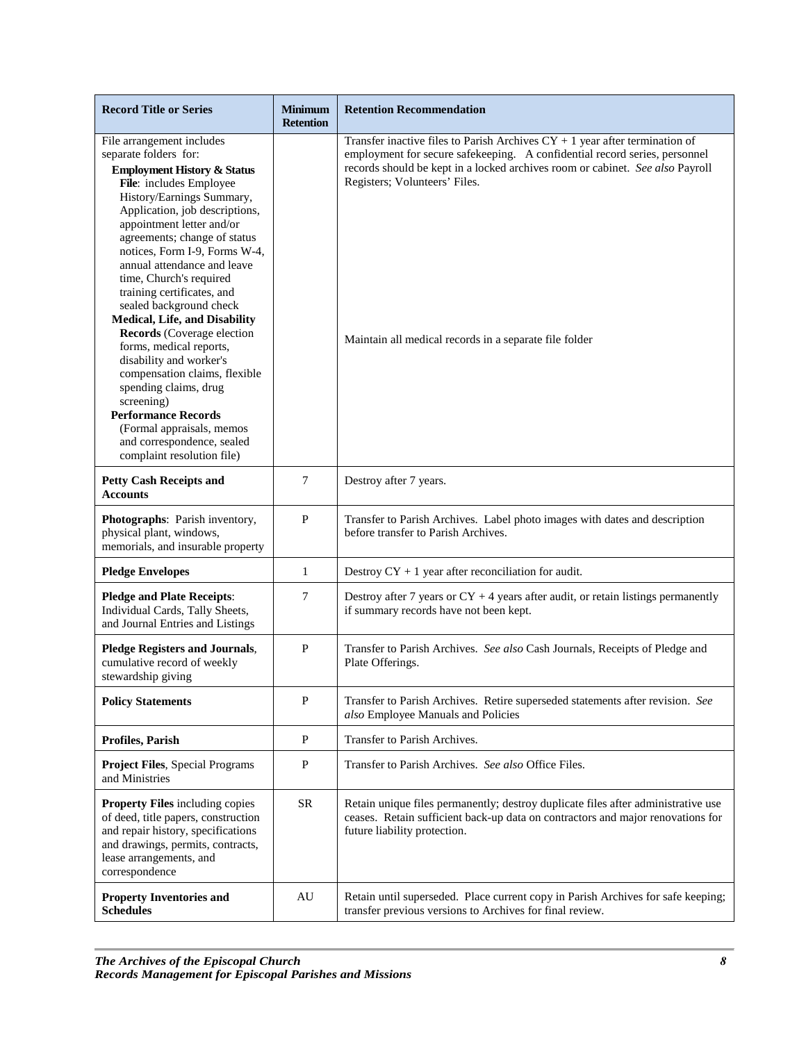| Record Title or Series | Minimum Retention | Retention Recommendation |
|---|---|---|
| File arrangement includes separate folders for: **Employment History & Status File**: includes Employee History/Earnings Summary, Application, job descriptions, appointment letter and/or agreements; change of status notices, Form I-9, Forms W-4, annual attendance and leave time, Church's required training certificates, and sealed background check **Medical, Life, and Disability Records** (Coverage election forms, medical reports, disability and worker's compensation claims, flexible spending claims, drug screening) **Performance Records** (Formal appraisals, memos and correspondence, sealed complaint resolution file) | | Transfer inactive files to Parish Archives CY + 1 year after termination of employment for secure safekeeping. A confidential record series, personnel records should be kept in a locked archives room or cabinet. *See also* Payroll Registers; Volunteers' Files. Maintain all medical records in a separate file folder |
| **Petty Cash Receipts and Accounts** | 7 | Destroy after 7 years. |
| **Photographs**: Parish inventory, physical plant, windows, memorials, and insurable property | P | Transfer to Parish Archives. Label photo images with dates and description before transfer to Parish Archives. |
| **Pledge Envelopes** | 1 | Destroy CY + 1 year after reconciliation for audit. |
| **Pledge and Plate Receipts**: Individual Cards, Tally Sheets, and Journal Entries and Listings | 7 | Destroy after 7 years or CY + 4 years after audit, or retain listings permanently if summary records have not been kept. |
| **Pledge Registers and Journals**, cumulative record of weekly stewardship giving | P | Transfer to Parish Archives. *See also* Cash Journals, Receipts of Pledge and Plate Offerings. |
| **Policy Statements** | P | Transfer to Parish Archives. Retire superseded statements after revision. *See also* Employee Manuals and Policies |
| **Profiles, Parish** | P | Transfer to Parish Archives. |
| **Project Files**, Special Programs and Ministries | P | Transfer to Parish Archives. *See also* Office Files. |
| **Property Files** including copies of deed, title papers, construction and repair history, specifications and drawings, permits, contracts, lease arrangements, and correspondence | SR | Retain unique files permanently; destroy duplicate files after administrative use ceases. Retain sufficient back-up data on contractors and major renovations for future liability protection. |
| **Property Inventories and Schedules** | AU | Retain until superseded. Place current copy in Parish Archives for safe keeping; transfer previous versions to Archives for final review. |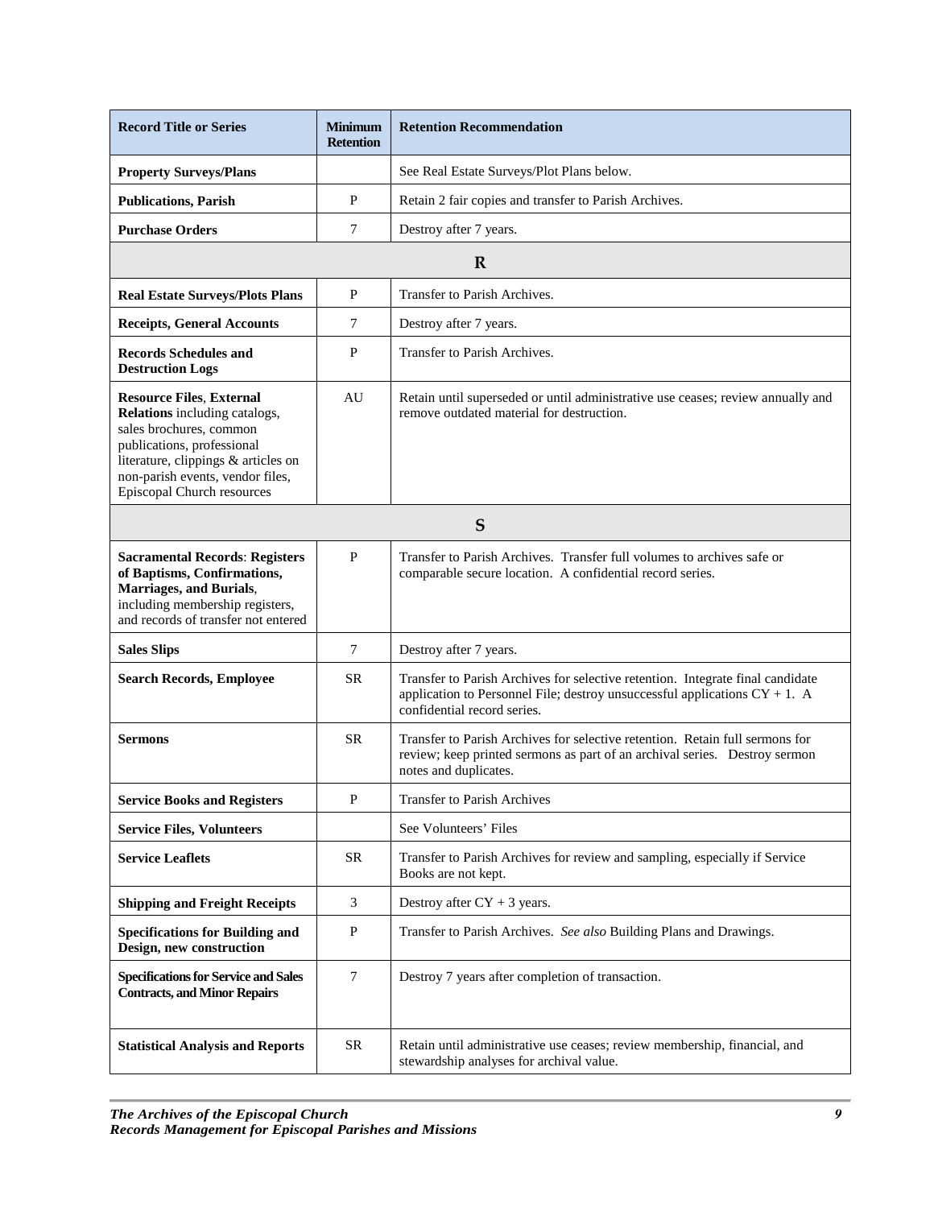| Record Title or Series | Minimum Retention | Retention Recommendation |
| --- | --- | --- |
| **Property Surveys/Plans** | | See Real Estate Surveys/Plot Plans below. |
| **Publications, Parish** | P | Retain 2 fair copies and transfer to Parish Archives. |
| **Purchase Orders** | 7 | Destroy after 7 years. |
| **R** | | |
| **Real Estate Surveys/Plots Plans** | P | Transfer to Parish Archives. |
| **Receipts, General Accounts** | 7 | Destroy after 7 years. |
| **Records Schedules and Destruction Logs** | P | Transfer to Parish Archives. |
| **Resource Files**, **External Relations** including catalogs, sales brochures, common publications, professional literature, clippings & articles on non-parish events, vendor files, Episcopal Church resources | AU | Retain until superseded or until administrative use ceases; review annually and remove outdated material for destruction. |
| **S** | | |
| **Sacramental Records**: **Registers of Baptisms, Confirmations, Marriages, and Burials**, including membership registers, and records of transfer not entered | P | Transfer to Parish Archives. Transfer full volumes to archives safe or comparable secure location. A confidential record series. |
| **Sales Slips** | 7 | Destroy after 7 years. |
| **Search Records, Employee** | SR | Transfer to Parish Archives for selective retention. Integrate final candidate application to Personnel File; destroy unsuccessful applications CY + 1. A confidential record series. |
| **Sermons** | SR | Transfer to Parish Archives for selective retention. Retain full sermons for review; keep printed sermons as part of an archival series. Destroy sermon notes and duplicates. |
| **Service Books and Registers** | P | Transfer to Parish Archives |
| **Service Files, Volunteers** | | See Volunteers' Files |
| **Service Leaflets** | SR | Transfer to Parish Archives for review and sampling, especially if Service Books are not kept. |
| **Shipping and Freight Receipts** | 3 | Destroy after CY + 3 years. |
| **Specifications for Building and Design, new construction** | P | Transfer to Parish Archives. *See also* Building Plans and Drawings. |
| **Specifications for Service and Sales Contracts, and Minor Repairs** | 7 | Destroy 7 years after completion of transaction. |
| **Statistical Analysis and Reports** | SR | Retain until administrative use ceases; review membership, financial, and stewardship analyses for archival value. |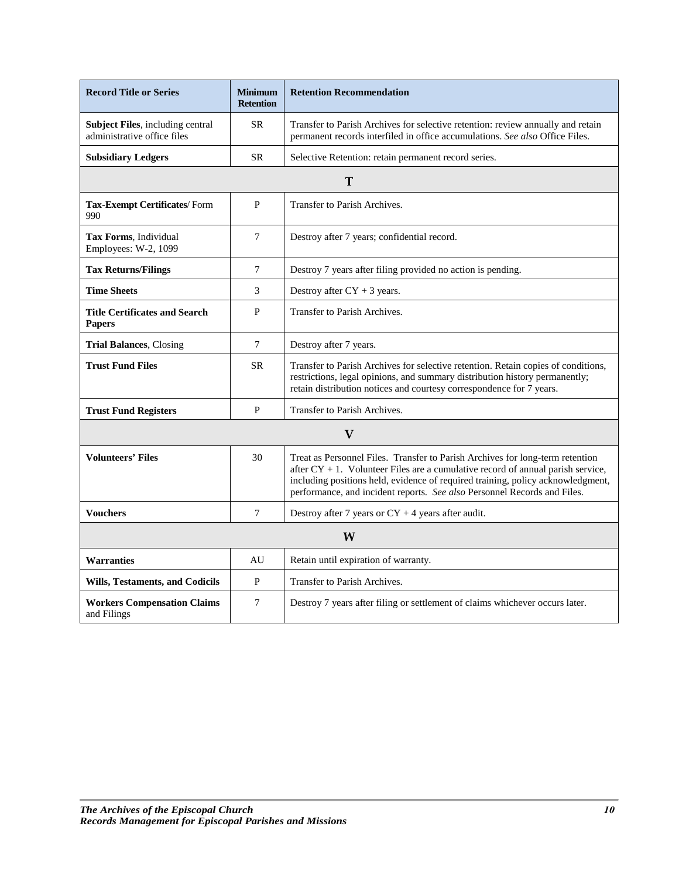| Record Title or Series | Minimum Retention | Retention Recommendation |
|---|---|---|
| **Subject Files**, including central administrative office files | SR | Transfer to Parish Archives for selective retention: review annually and retain permanent records interfiled in office accumulations. *See also* Office Files. |
| **Subsidiary Ledgers** | SR | Selective Retention: retain permanent record series. |
| **T** | | |
| **Tax-Exempt Certificates**/ Form 990 | P | Transfer to Parish Archives. |
| **Tax Forms**, Individual Employees: W-2, 1099 | 7 | Destroy after 7 years; confidential record. |
| **Tax Returns/Filings** | 7 | Destroy 7 years after filing provided no action is pending. |
| **Time Sheets** | 3 | Destroy after CY + 3 years. |
| **Title Certificates and Search Papers** | P | Transfer to Parish Archives. |
| **Trial Balances**, Closing | 7 | Destroy after 7 years. |
| **Trust Fund Files** | SR | Transfer to Parish Archives for selective retention. Retain copies of conditions, restrictions, legal opinions, and summary distribution history permanently; retain distribution notices and courtesy correspondence for 7 years. |
| **Trust Fund Registers** | P | Transfer to Parish Archives. |
| **V** | | |
| **Volunteers' Files** | 30 | Treat as Personnel Files. Transfer to Parish Archives for long-term retention after CY + 1. Volunteer Files are a cumulative record of annual parish service, including positions held, evidence of required training, policy acknowledgment, performance, and incident reports. *See also* Personnel Records and Files. |
| **Vouchers** | 7 | Destroy after 7 years or CY + 4 years after audit. |
| **W** | | |
| **Warranties** | AU | Retain until expiration of warranty. |
| **Wills, Testaments, and Codicils** | P | Transfer to Parish Archives. |
| **Workers Compensation Claims** and Filings | 7 | Destroy 7 years after filing or settlement of claims whichever occurs later. |